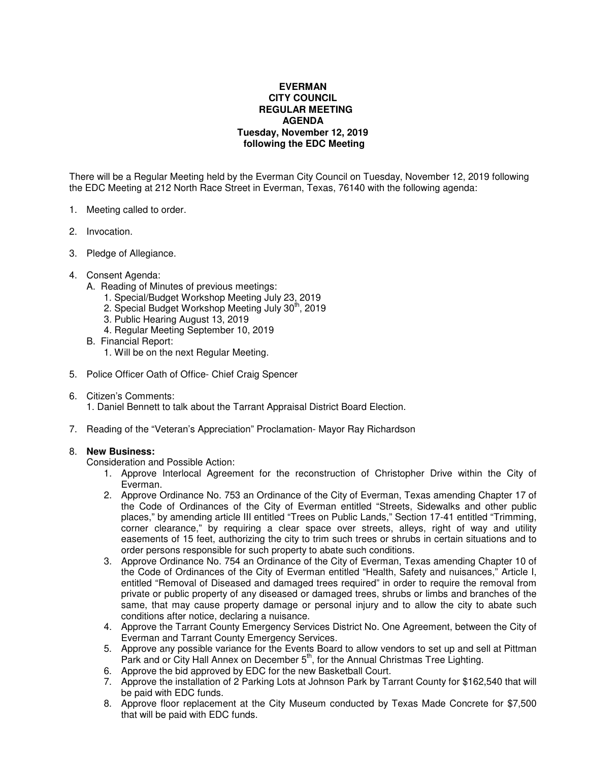**EVERMAN**
**CITY COUNCIL**
**REGULAR MEETING**
**AGENDA**
**Tuesday, November 12, 2019**
**following the EDC Meeting**

There will be a Regular Meeting held by the Everman City Council on Tuesday, November 12, 2019 following the EDC Meeting at 212 North Race Street in Everman, Texas, 76140 with the following agenda:

1. Meeting called to order.

2. Invocation.

3. Pledge of Allegiance.

4. Consent Agenda:
   A. Reading of Minutes of previous meetings:
      1. Special/Budget Workshop Meeting July 23, 2019
      2. Special Budget Workshop Meeting July 30th, 2019
      3. Public Hearing August 13, 2019
      4. Regular Meeting September 10, 2019
   B. Financial Report:
      1. Will be on the next Regular Meeting.

5. Police Officer Oath of Office- Chief Craig Spencer

6. Citizen's Comments:
   1. Daniel Bennett to talk about the Tarrant Appraisal District Board Election.

7. Reading of the "Veteran's Appreciation" Proclamation- Mayor Ray Richardson

8. **New Business:**
   Consideration and Possible Action:
   1. Approve Interlocal Agreement for the reconstruction of Christopher Drive within the City of Everman.
   2. Approve Ordinance No. 753 an Ordinance of the City of Everman, Texas amending Chapter 17 of the Code of Ordinances of the City of Everman entitled "Streets, Sidewalks and other public places," by amending article III entitled "Trees on Public Lands," Section 17-41 entitled "Trimming, corner clearance," by requiring a clear space over streets, alleys, right of way and utility easements of 15 feet, authorizing the city to trim such trees or shrubs in certain situations and to order persons responsible for such property to abate such conditions.
   3. Approve Ordinance No. 754 an Ordinance of the City of Everman, Texas amending Chapter 10 of the Code of Ordinances of the City of Everman entitled "Health, Safety and nuisances," Article I, entitled "Removal of Diseased and damaged trees required" in order to require the removal from private or public property of any diseased or damaged trees, shrubs or limbs and branches of the same, that may cause property damage or personal injury and to allow the city to abate such conditions after notice, declaring a nuisance.
   4. Approve the Tarrant County Emergency Services District No. One Agreement, between the City of Everman and Tarrant County Emergency Services.
   5. Approve any possible variance for the Events Board to allow vendors to set up and sell at Pittman Park and or City Hall Annex on December 5th, for the Annual Christmas Tree Lighting.
   6. Approve the bid approved by EDC for the new Basketball Court.
   7. Approve the installation of 2 Parking Lots at Johnson Park by Tarrant County for $162,540 that will be paid with EDC funds.
   8. Approve floor replacement at the City Museum conducted by Texas Made Concrete for $7,500 that will be paid with EDC funds.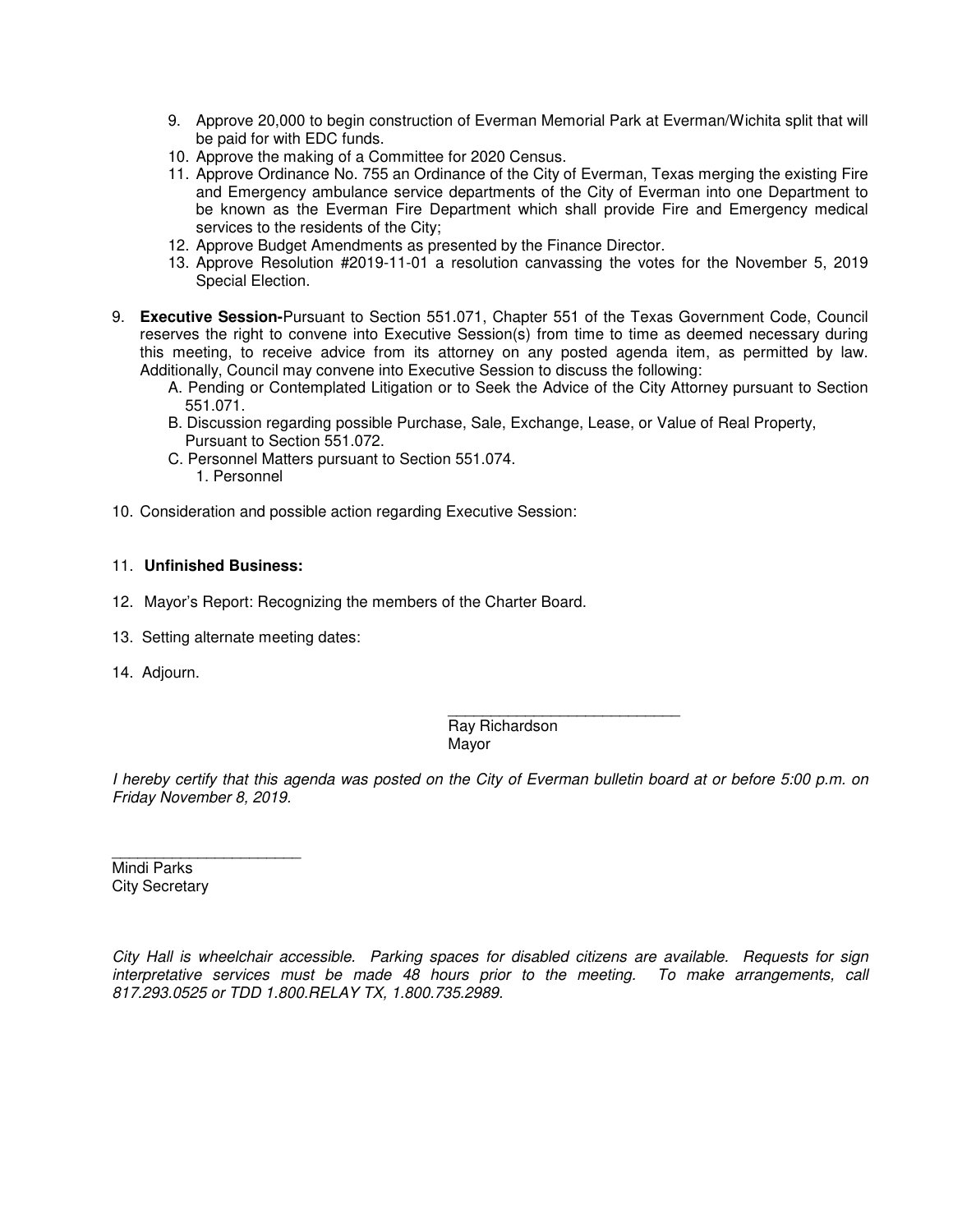9. Approve 20,000 to begin construction of Everman Memorial Park at Everman/Wichita split that will be paid for with EDC funds.
10. Approve the making of a Committee for 2020 Census.
11. Approve Ordinance No. 755 an Ordinance of the City of Everman, Texas merging the existing Fire and Emergency ambulance service departments of the City of Everman into one Department to be known as the Everman Fire Department which shall provide Fire and Emergency medical services to the residents of the City;
12. Approve Budget Amendments as presented by the Finance Director.
13. Approve Resolution #2019-11-01 a resolution canvassing the votes for the November 5, 2019 Special Election.

9. **Executive Session-**Pursuant to Section 551.071, Chapter 551 of the Texas Government Code, Council reserves the right to convene into Executive Session(s) from time to time as deemed necessary during this meeting, to receive advice from its attorney on any posted agenda item, as permitted by law. Additionally, Council may convene into Executive Session to discuss the following:
   A. Pending or Contemplated Litigation or to Seek the Advice of the City Attorney pursuant to Section 551.071.
   B. Discussion regarding possible Purchase, Sale, Exchange, Lease, or Value of Real Property, Pursuant to Section 551.072.
   C. Personnel Matters pursuant to Section 551.074.
      1. Personnel

10. Consideration and possible action regarding Executive Session:

11. **Unfinished Business:**

12. Mayor's Report: Recognizing the members of the Charter Board.

13. Setting alternate meeting dates:

14. Adjourn.

\_\_\_\_\_\_\_\_\_\_\_\_\_\_\_\_\_\_\_\_\_\_\_\_\_\_\_\_
Ray Richardson
Mayor

*I hereby certify that this agenda was posted on the City of Everman bulletin board at or before 5:00 p.m. on Friday November 8, 2019.*

\_\_\_\_\_\_\_\_\_\_\_\_\_\_\_\_\_\_\_\_\_\_\_\_
Mindi Parks
City Secretary

*City Hall is wheelchair accessible. Parking spaces for disabled citizens are available. Requests for sign interpretative services must be made 48 hours prior to the meeting. To make arrangements, call 817.293.0525 or TDD 1.800.RELAY TX, 1.800.735.2989.*